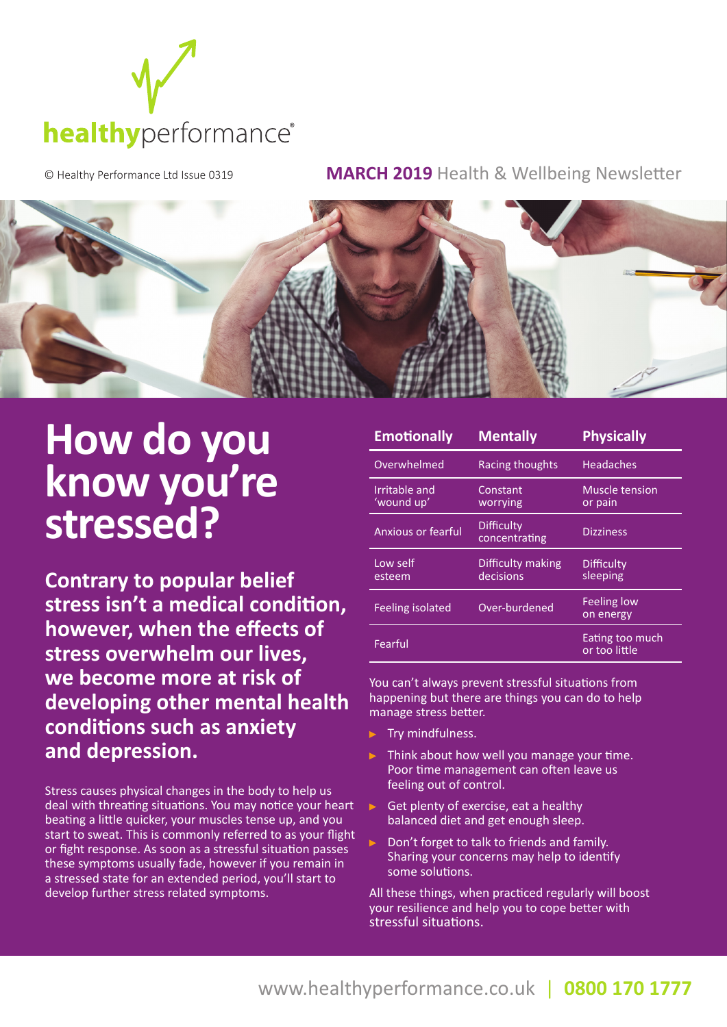healthyperformance®

© Healthy Performance Ltd Issue 0319

**MARCH 2019** Health & Wellbeing Newsletter

# How do you know you're stressed?

**Contrary to popular belief stress isn't a medical condition, however, when the effects of stress overwhelm our lives, we become more at risk of developing other mental health conditions such as anxiety and depression.**

Stress causes physical changes in the body to help us deal with threating situations. You may notice your heart beating a little quicker, your muscles tense up, and you start to sweat. This is commonly referred to as your flight or fight response. As soon as a stressful situation passes these symptoms usually fade, however if you remain in a stressed state for an extended period, you'll start to develop further stress related symptoms.

| Emotionally | Mentally | Physically |
|---|---|---|
| Overwhelmed | Racing thoughts | Headaches |
| Irritable and 'wound up' | Constant worrying | Muscle tension or pain |
| Anxious or fearful | Difficulty concentrating | Dizziness |
| Low self esteem | Difficulty making decisions | Difficulty sleeping |
| Feeling isolated | Over-burdened | Feeling low on energy |
| Fearful | | Eating too much or too little |

You can't always prevent stressful situations from happening but there are things you can do to help manage stress better.

- Try mindfulness.
- Think about how well you manage your time. Poor time management can often leave us feeling out of control.
- Get plenty of exercise, eat a healthy balanced diet and get enough sleep.
- Don't forget to talk to friends and family. Sharing your concerns may help to identify some solutions.

All these things, when practiced regularly will boost your resilience and help you to cope better with stressful situations.

www.healthyperformance.co.uk | **0800 170 1777**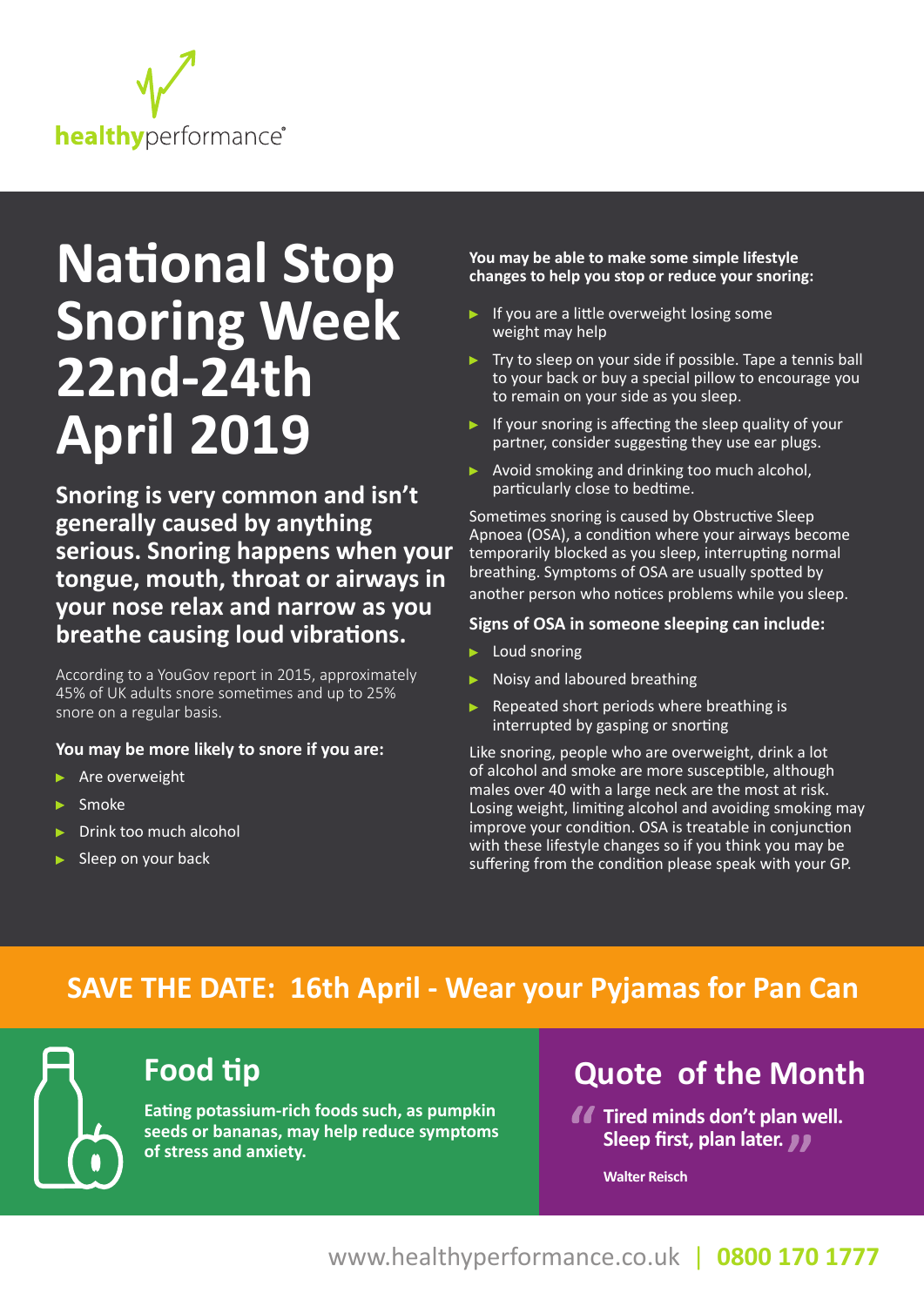healthyperformance®

# National Stop Snoring Week 22nd-24th April 2019

**Snoring is very common and isn't generally caused by anything serious. Snoring happens when your tongue, mouth, throat or airways in your nose relax and narrow as you breathe causing loud vibrations.**

According to a YouGov report in 2015, approximately 45% of UK adults snore sometimes and up to 25% snore on a regular basis.

**You may be more likely to snore if you are:**

- Are overweight
- Smoke
- Drink too much alcohol
- Sleep on your back

**You may be able to make some simple lifestyle changes to help you stop or reduce your snoring:**

- If you are a little overweight losing some weight may help
- Try to sleep on your side if possible. Tape a tennis ball to your back or buy a special pillow to encourage you to remain on your side as you sleep.
- If your snoring is affecting the sleep quality of your partner, consider suggesting they use ear plugs.
- Avoid smoking and drinking too much alcohol, particularly close to bedtime.

Sometimes snoring is caused by Obstructive Sleep Apnoea (OSA), a condition where your airways become temporarily blocked as you sleep, interrupting normal breathing. Symptoms of OSA are usually spotted by another person who notices problems while you sleep.

**Signs of OSA in someone sleeping can include:**

- Loud snoring
- Noisy and laboured breathing
- Repeated short periods where breathing is interrupted by gasping or snorting

Like snoring, people who are overweight, drink a lot of alcohol and smoke are more susceptible, although males over 40 with a large neck are the most at risk. Losing weight, limiting alcohol and avoiding smoking may improve your condition. OSA is treatable in conjunction with these lifestyle changes so if you think you may be suffering from the condition please speak with your GP.

## SAVE THE DATE: 16th April - Wear your Pyjamas for Pan Can

## Food tip

**Eating potassium-rich foods such, as pumpkin seeds or bananas, may help reduce symptoms of stress and anxiety.**

## Quote of the Month

**"Tired minds don't plan well. Sleep first, plan later."**

**Walter Reisch**

www.healthyperformance.co.uk | **0800 170 1777**